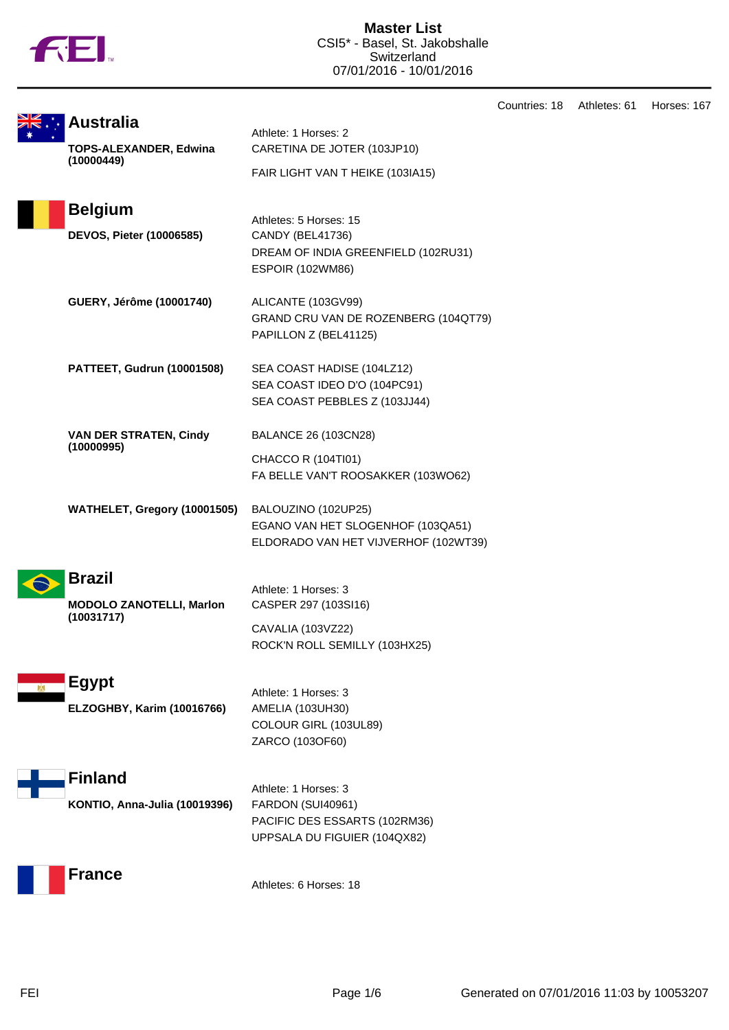# Master List

CSI5* - Basel, St. Jakobshalle
Switzerland
07/01/2016 - 10/01/2016

Countries: 18 Athletes: 61 Horses: 167

## Australia

Athlete: 1 Horses: 2

**TOPS-ALEXANDER, Edwina (10000449)**
- CARETINA DE JOTER (103JP10)
- FAIR LIGHT VAN T HEIKE (103IA15)

## Belgium

Athletes: 5 Horses: 15

**DEVOS, Pieter (10006585)**
- CANDY (BEL41736)
- DREAM OF INDIA GREENFIELD (102RU31)
- ESPOIR (102WM86)

**GUERY, Jérôme (10001740)**
- ALICANTE (103GV99)
- GRAND CRU VAN DE ROZENBERG (104QT79)
- PAPILLON Z (BEL41125)

**PATTEET, Gudrun (10001508)**
- SEA COAST HADISE (104LZ12)
- SEA COAST IDEO D'O (104PC91)
- SEA COAST PEBBLES Z (103JJ44)

**VAN DER STRATEN, Cindy (10000995)**
- BALANCE 26 (103CN28)
- CHACCO R (104TI01)
- FA BELLE VAN'T ROOSAKKER (103WO62)

**WATHELET, Gregory (10001505)**
- BALOUZINO (102UP25)
- EGANO VAN HET SLOGENHOF (103QA51)
- ELDORADO VAN HET VIJVERHOF (102WT39)

## Brazil

Athlete: 1 Horses: 3

**MODOLO ZANOTELLI, Marlon (10031717)**
- CASPER 297 (103SI16)
- CAVALIA (103VZ22)
- ROCK'N ROLL SEMILLY (103HX25)

## Egypt

Athlete: 1 Horses: 3

**ELZOGHBY, Karim (10016766)**
- AMELIA (103UH30)
- COLOUR GIRL (103UL89)
- ZARCO (103OF60)

## Finland

Athlete: 1 Horses: 3

**KONTIO, Anna-Julia (10019396)**
- FARDON (SUI40961)
- PACIFIC DES ESSARTS (102RM36)
- UPPSALA DU FIGUIER (104QX82)

## France

Athletes: 6 Horses: 18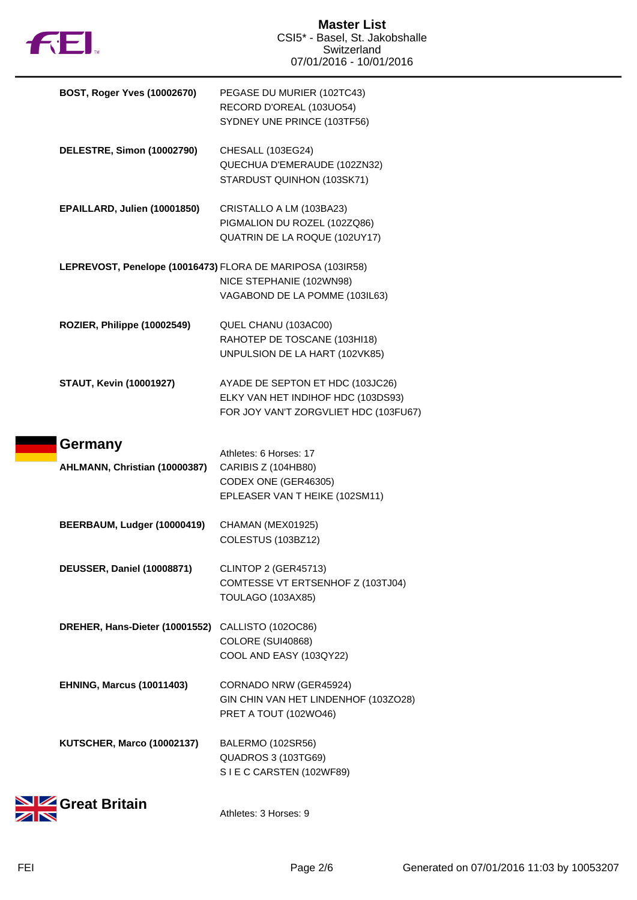# Master List
CSI5* - Basel, St. Jakobshalle
Switzerland
07/01/2016 - 10/01/2016

| | |
|---|---|
| **BOST, Roger Yves (10002670)** | PEGASE DU MURIER (102TC43)<br>RECORD D'OREAL (103UO54)<br>SYDNEY UNE PRINCE (103TF56) |
| **DELESTRE, Simon (10002790)** | CHESALL (103EG24)<br>QUECHUA D'EMERAUDE (102ZN32)<br>STARDUST QUINHON (103SK71) |
| **EPAILLARD, Julien (10001850)** | CRISTALLO A LM (103BA23)<br>PIGMALION DU ROZEL (102ZQ86)<br>QUATRIN DE LA ROQUE (102UY17) |
| **LEPREVOST, Penelope (10016473)** | FLORA DE MARIPOSA (103IR58)<br>NICE STEPHANIE (102WN98)<br>VAGABOND DE LA POMME (103IL63) |
| **ROZIER, Philippe (10002549)** | QUEL CHANU (103AC00)<br>RAHOTEP DE TOSCANE (103HI18)<br>UNPULSION DE LA HART (102VK85) |
| **STAUT, Kevin (10001927)** | AYADE DE SEPTON ET HDC (103JC26)<br>ELKY VAN HET INDIHOF HDC (103DS93)<br>FOR JOY VAN'T ZORGVLIET HDC (103FU67) |

## Germany

Athletes: 6 Horses: 17

| | |
|---|---|
| **AHLMANN, Christian (10000387)** | CARIBIS Z (104HB80)<br>CODEX ONE (GER46305)<br>EPLEASER VAN T HEIKE (102SM11) |
| **BEERBAUM, Ludger (10000419)** | CHAMAN (MEX01925)<br>COLESTUS (103BZ12) |
| **DEUSSER, Daniel (10008871)** | CLINTOP 2 (GER45713)<br>COMTESSE VT ERTSENHOF Z (103TJ04)<br>TOULAGO (103AX85) |
| **DREHER, Hans-Dieter (10001552)** | CALLISTO (102OC86)<br>COLORE (SUI40868)<br>COOL AND EASY (103QY22) |
| **EHNING, Marcus (10011403)** | CORNADO NRW (GER45924)<br>GIN CHIN VAN HET LINDENHOF (103ZO28)<br>PRET A TOUT (102WO46) |
| **KUTSCHER, Marco (10002137)** | BALERMO (102SR56)<br>QUADROS 3 (103TG69)<br>S I E C CARSTEN (102WF89) |

## Great Britain

Athletes: 3 Horses: 9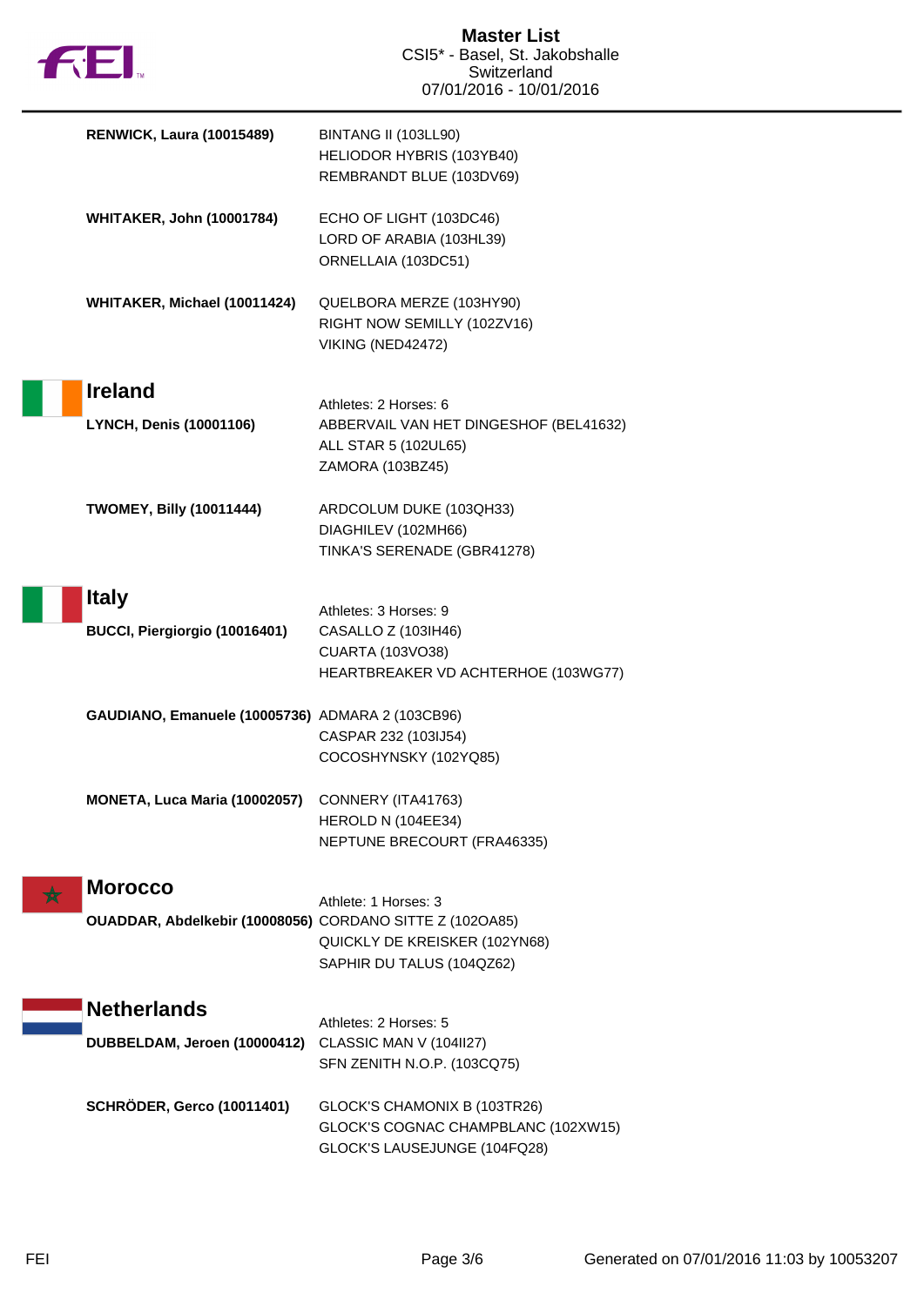| | |
|---|---|
| **RENWICK, Laura (10015489)** | BINTANG II (103LL90)<br>HELIODOR HYBRIS (103YB40)<br>REMBRANDT BLUE (103DV69) |
| **WHITAKER, John (10001784)** | ECHO OF LIGHT (103DC46)<br>LORD OF ARABIA (103HL39)<br>ORNELLAIA (103DC51) |
| **WHITAKER, Michael (10011424)** | QUELBORA MERZE (103HY90)<br>RIGHT NOW SEMILLY (102ZV16)<br>VIKING (NED42472) |

## Ireland

Athletes: 2 Horses: 6

| | |
|---|---|
| **LYNCH, Denis (10001106)** | ABBERVAIL VAN HET DINGESHOF (BEL41632)<br>ALL STAR 5 (102UL65)<br>ZAMORA (103BZ45) |
| **TWOMEY, Billy (10011444)** | ARDCOLUM DUKE (103QH33)<br>DIAGHILEV (102MH66)<br>TINKA'S SERENADE (GBR41278) |

## Italy

Athletes: 3 Horses: 9

| | |
|---|---|
| **BUCCI, Piergiorgio (10016401)** | CASALLO Z (103IH46)<br>CUARTA (103VO38)<br>HEARTBREAKER VD ACHTERHOE (103WG77) |
| **GAUDIANO, Emanuele (10005736)** | ADMARA 2 (103CB96)<br>CASPAR 232 (103IJ54)<br>COCOSHYNSKY (102YQ85) |
| **MONETA, Luca Maria (10002057)** | CONNERY (ITA41763)<br>HEROLD N (104EE34)<br>NEPTUNE BRECOURT (FRA46335) |

## Morocco

Athlete: 1 Horses: 3

| | |
|---|---|
| **OUADDAR, Abdelkebir (10008056)** | CORDANO SITTE Z (102OA85)<br>QUICKLY DE KREISKER (102YN68)<br>SAPHIR DU TALUS (104QZ62) |

## Netherlands

Athletes: 2 Horses: 5

| | |
|---|---|
| **DUBBELDAM, Jeroen (10000412)** | CLASSIC MAN V (104II27)<br>SFN ZENITH N.O.P. (103CQ75) |
| **SCHRÖDER, Gerco (10011401)** | GLOCK'S CHAMONIX B (103TR26)<br>GLOCK'S COGNAC CHAMPBLANC (102XW15)<br>GLOCK'S LAUSEJUNGE (104FQ28) |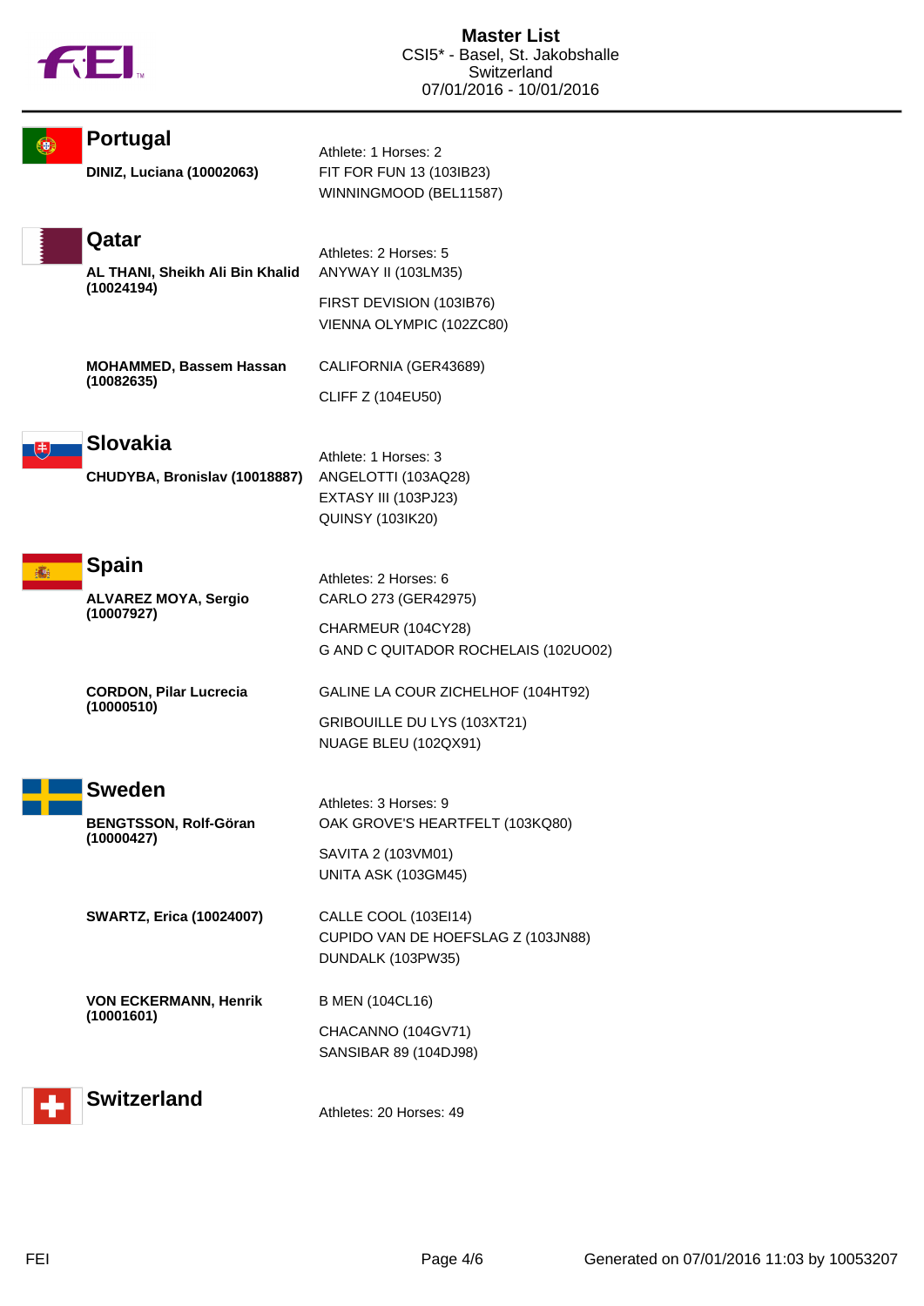# Master List
CSI5* - Basel, St. Jakobshalle
Switzerland
07/01/2016 - 10/01/2016

## Portugal

Athlete: 1 Horses: 2

**DINIZ, Luciana (10002063)**
- FIT FOR FUN 13 (103IB23)
- WINNINGMOOD (BEL11587)

## Qatar

Athletes: 2 Horses: 5

**AL THANI, Sheikh Ali Bin Khalid (10024194)**
- ANYWAY II (103LM35)
- FIRST DEVISION (103IB76)
- VIENNA OLYMPIC (102ZC80)

**MOHAMMED, Bassem Hassan (10082635)**
- CALIFORNIA (GER43689)
- CLIFF Z (104EU50)

## Slovakia

Athlete: 1 Horses: 3

**CHUDYBA, Bronislav (10018887)**
- ANGELOTTI (103AQ28)
- EXTASY III (103PJ23)
- QUINSY (103IK20)

## Spain

Athletes: 2 Horses: 6

**ALVAREZ MOYA, Sergio (10007927)**
- CARLO 273 (GER42975)
- CHARMEUR (104CY28)
- G AND C QUITADOR ROCHELAIS (102UO02)

**CORDON, Pilar Lucrecia (10000510)**
- GALINE LA COUR ZICHELHOF (104HT92)
- GRIBOUILLE DU LYS (103XT21)
- NUAGE BLEU (102QX91)

## Sweden

Athletes: 3 Horses: 9

**BENGTSSON, Rolf-Göran (10000427)**
- OAK GROVE'S HEARTFELT (103KQ80)
- SAVITA 2 (103VM01)
- UNITA ASK (103GM45)

**SWARTZ, Erica (10024007)**
- CALLE COOL (103EI14)
- CUPIDO VAN DE HOEFSLAG Z (103JN88)
- DUNDALK (103PW35)

**VON ECKERMANN, Henrik (10001601)**
- B MEN (104CL16)
- CHACANNO (104GV71)
- SANSIBAR 89 (104DJ98)

## Switzerland

Athletes: 20 Horses: 49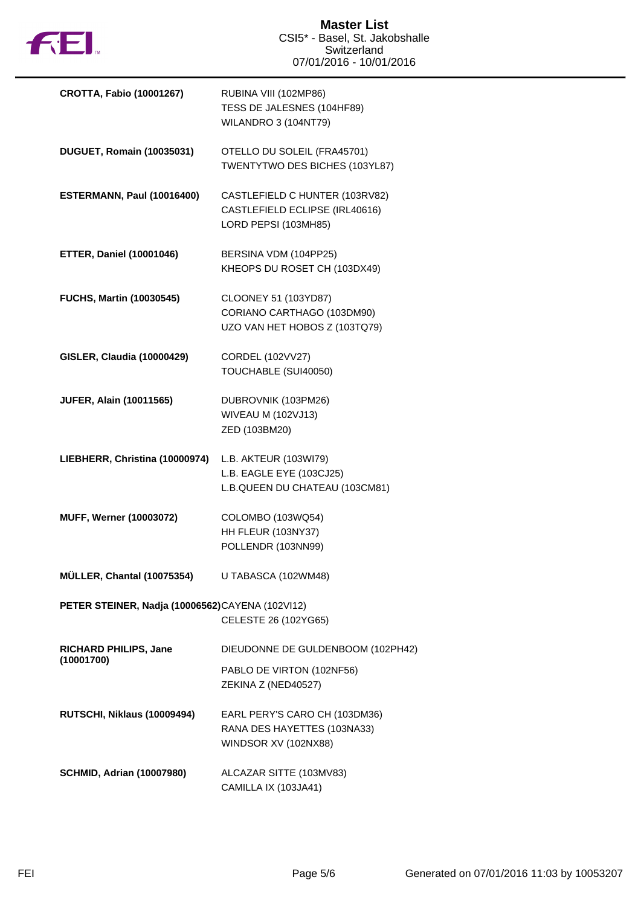| Rider | Horses |
|---|---|
| **CROTTA, Fabio (10001267)** | RUBINA VIII (102MP86)<br>TESS DE JALESNES (104HF89)<br>WILANDRO 3 (104NT79) |
| **DUGUET, Romain (10035031)** | OTELLO DU SOLEIL (FRA45701)<br>TWENTYTWO DES BICHES (103YL87) |
| **ESTERMANN, Paul (10016400)** | CASTLEFIELD C HUNTER (103RV82)<br>CASTLEFIELD ECLIPSE (IRL40616)<br>LORD PEPSI (103MH85) |
| **ETTER, Daniel (10001046)** | BERSINA VDM (104PP25)<br>KHEOPS DU ROSET CH (103DX49) |
| **FUCHS, Martin (10030545)** | CLOONEY 51 (103YD87)<br>CORIANO CARTHAGO (103DM90)<br>UZO VAN HET HOBOS Z (103TQ79) |
| **GISLER, Claudia (10000429)** | CORDEL (102VV27)<br>TOUCHABLE (SUI40050) |
| **JUFER, Alain (10011565)** | DUBROVNIK (103PM26)<br>WIVEAU M (102VJ13)<br>ZED (103BM20) |
| **LIEBHERR, Christina (10000974)** | L.B. AKTEUR (103WI79)<br>L.B. EAGLE EYE (103CJ25)<br>L.B.QUEEN DU CHATEAU (103CM81) |
| **MUFF, Werner (10003072)** | COLOMBO (103WQ54)<br>HH FLEUR (103NY37)<br>POLLENDR (103NN99) |
| **MÜLLER, Chantal (10075354)** | U TABASCA (102WM48) |
| **PETER STEINER, Nadja (10006562)** | CAYENA (102VI12)<br>CELESTE 26 (102YG65) |
| **RICHARD PHILIPS, Jane (10001700)** | DIEUDONNE DE GULDENBOOM (102PH42)<br>PABLO DE VIRTON (102NF56)<br>ZEKINA Z (NED40527) |
| **RUTSCHI, Niklaus (10009494)** | EARL PERY'S CARO CH (103DM36)<br>RANA DES HAYETTES (103NA33)<br>WINDSOR XV (102NX88) |
| **SCHMID, Adrian (10007980)** | ALCAZAR SITTE (103MV83)<br>CAMILLA IX (103JA41) |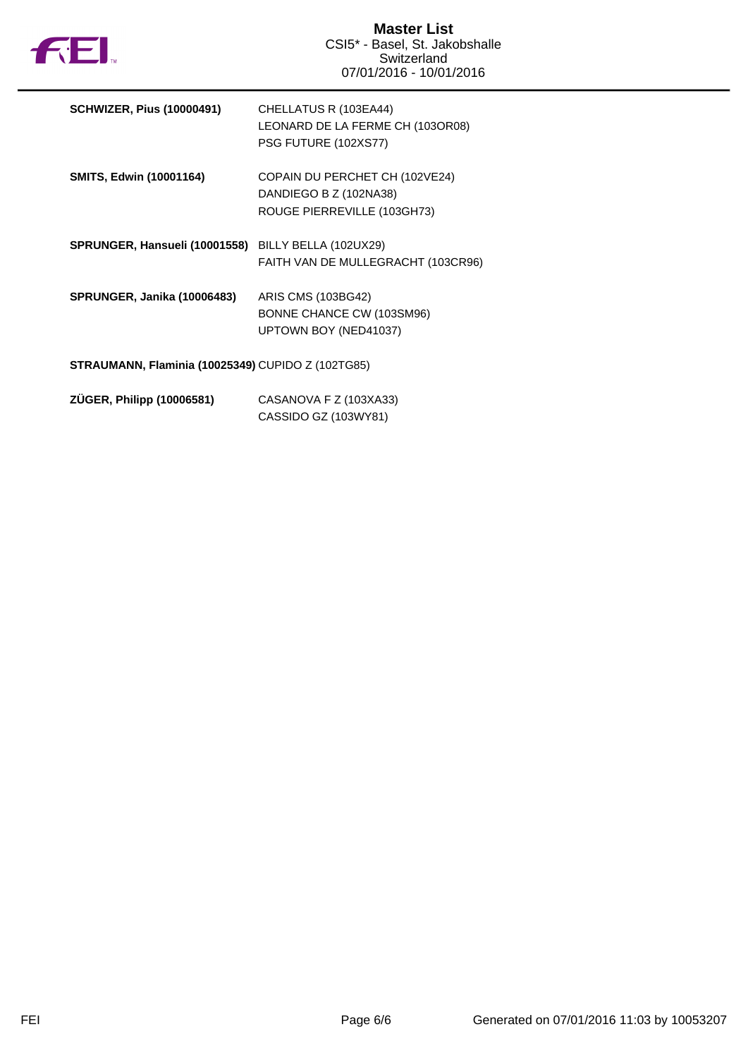| | |
|---|---|
| **SCHWIZER, Pius (10000491)** | CHELLATUS R (103EA44)<br>LEONARD DE LA FERME CH (103OR08)<br>PSG FUTURE (102XS77) |
| **SMITS, Edwin (10001164)** | COPAIN DU PERCHET CH (102VE24)<br>DANDIEGO B Z (102NA38)<br>ROUGE PIERREVILLE (103GH73) |
| **SPRUNGER, Hansueli (10001558)** | BILLY BELLA (102UX29)<br>FAITH VAN DE MULLEGRACHT (103CR96) |
| **SPRUNGER, Janika (10006483)** | ARIS CMS (103BG42)<br>BONNE CHANCE CW (103SM96)<br>UPTOWN BOY (NED41037) |
| **STRAUMANN, Flaminia (10025349)** | CUPIDO Z (102TG85) |
| **ZÜGER, Philipp (10006581)** | CASANOVA F Z (103XA33)<br>CASSIDO GZ (103WY81) |